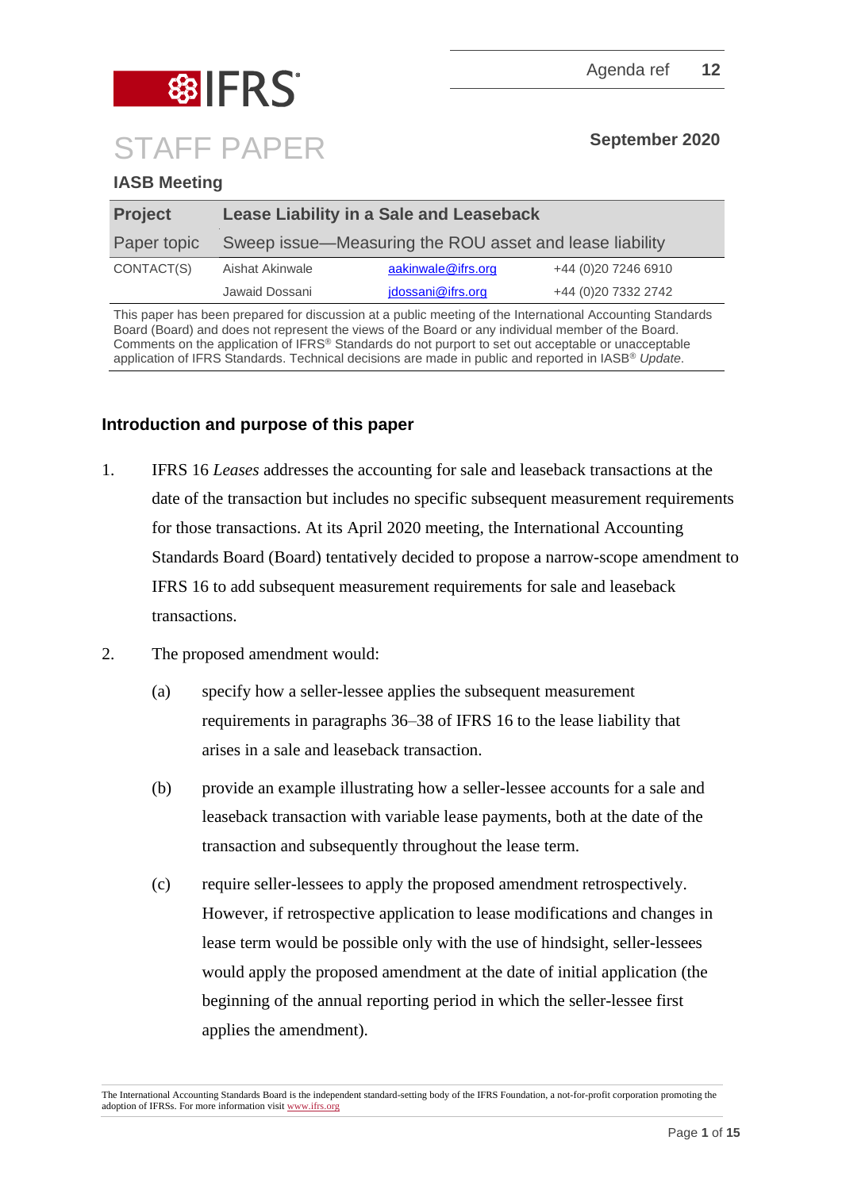Agenda ref 12

# STAFF PAPER

**September 2020**

**IASB Meeting**

| **Project** | **Lease Liability in a Sale and Leaseback** | | |
|---|---|---|---|
| Paper topic | Sweep issue—Measuring the ROU asset and lease liability | | |
| CONTACT(S) | Aishat Akinwale | aakinwale@ifrs.org | +44 (0)20 7246 6910 |
| | Jawaid Dossani | jdossani@ifrs.org | +44 (0)20 7332 2742 |

This paper has been prepared for discussion at a public meeting of the International Accounting Standards Board (Board) and does not represent the views of the Board or any individual member of the Board. Comments on the application of IFRS® Standards do not purport to set out acceptable or unacceptable application of IFRS Standards. Technical decisions are made in public and reported in IASB® *Update*.

## Introduction and purpose of this paper

1. IFRS 16 *Leases* addresses the accounting for sale and leaseback transactions at the date of the transaction but includes no specific subsequent measurement requirements for those transactions. At its April 2020 meeting, the International Accounting Standards Board (Board) tentatively decided to propose a narrow-scope amendment to IFRS 16 to add subsequent measurement requirements for sale and leaseback transactions.

2. The proposed amendment would:

   (a) specify how a seller-lessee applies the subsequent measurement requirements in paragraphs 36–38 of IFRS 16 to the lease liability that arises in a sale and leaseback transaction.

   (b) provide an example illustrating how a seller-lessee accounts for a sale and leaseback transaction with variable lease payments, both at the date of the transaction and subsequently throughout the lease term.

   (c) require seller-lessees to apply the proposed amendment retrospectively. However, if retrospective application to lease modifications and changes in lease term would be possible only with the use of hindsight, seller-lessees would apply the proposed amendment at the date of initial application (the beginning of the annual reporting period in which the seller-lessee first applies the amendment).

The International Accounting Standards Board is the independent standard-setting body of the IFRS Foundation, a not-for-profit corporation promoting the adoption of IFRSs. For more information visit www.ifrs.org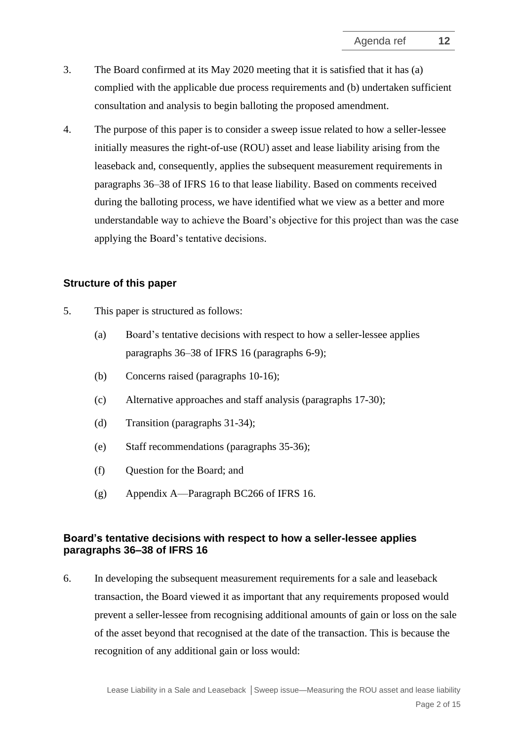3. The Board confirmed at its May 2020 meeting that it is satisfied that it has (a) complied with the applicable due process requirements and (b) undertaken sufficient consultation and analysis to begin balloting the proposed amendment.

4. The purpose of this paper is to consider a sweep issue related to how a seller-lessee initially measures the right-of-use (ROU) asset and lease liability arising from the leaseback and, consequently, applies the subsequent measurement requirements in paragraphs 36–38 of IFRS 16 to that lease liability. Based on comments received during the balloting process, we have identified what we view as a better and more understandable way to achieve the Board's objective for this project than was the case applying the Board's tentative decisions.

### Structure of this paper

5. This paper is structured as follows:

   (a) Board's tentative decisions with respect to how a seller-lessee applies paragraphs 36–38 of IFRS 16 (paragraphs 6-9);

   (b) Concerns raised (paragraphs 10-16);

   (c) Alternative approaches and staff analysis (paragraphs 17-30);

   (d) Transition (paragraphs 31-34);

   (e) Staff recommendations (paragraphs 35-36);

   (f) Question for the Board; and

   (g) Appendix A—Paragraph BC266 of IFRS 16.

### Board's tentative decisions with respect to how a seller-lessee applies paragraphs 36–38 of IFRS 16

6. In developing the subsequent measurement requirements for a sale and leaseback transaction, the Board viewed it as important that any requirements proposed would prevent a seller-lessee from recognising additional amounts of gain or loss on the sale of the asset beyond that recognised at the date of the transaction. This is because the recognition of any additional gain or loss would: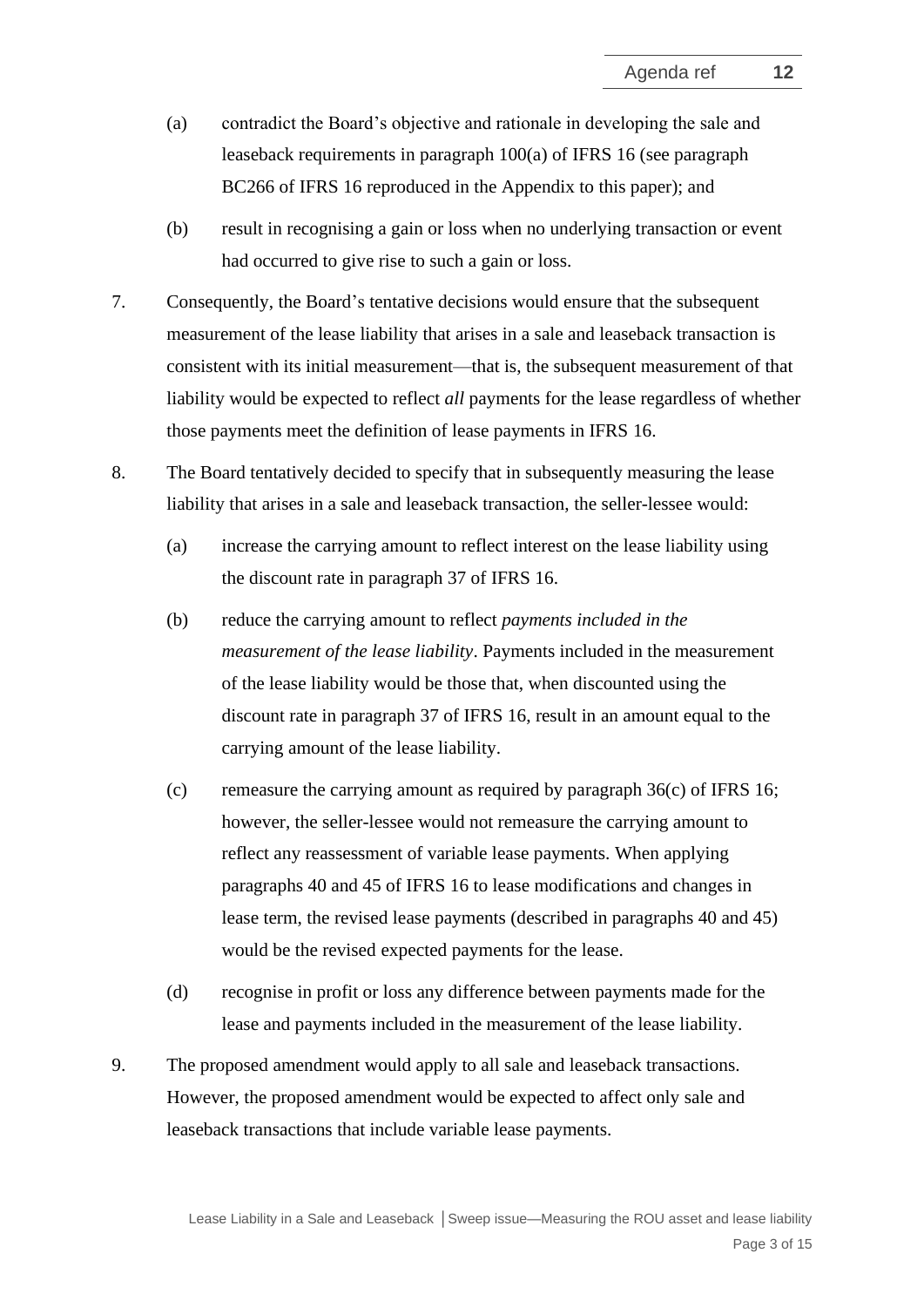(a) contradict the Board's objective and rationale in developing the sale and leaseback requirements in paragraph 100(a) of IFRS 16 (see paragraph BC266 of IFRS 16 reproduced in the Appendix to this paper); and

(b) result in recognising a gain or loss when no underlying transaction or event had occurred to give rise to such a gain or loss.

7. Consequently, the Board's tentative decisions would ensure that the subsequent measurement of the lease liability that arises in a sale and leaseback transaction is consistent with its initial measurement—that is, the subsequent measurement of that liability would be expected to reflect *all* payments for the lease regardless of whether those payments meet the definition of lease payments in IFRS 16.

8. The Board tentatively decided to specify that in subsequently measuring the lease liability that arises in a sale and leaseback transaction, the seller-lessee would:

   (a) increase the carrying amount to reflect interest on the lease liability using the discount rate in paragraph 37 of IFRS 16.

   (b) reduce the carrying amount to reflect *payments included in the measurement of the lease liability*. Payments included in the measurement of the lease liability would be those that, when discounted using the discount rate in paragraph 37 of IFRS 16, result in an amount equal to the carrying amount of the lease liability.

   (c) remeasure the carrying amount as required by paragraph 36(c) of IFRS 16; however, the seller-lessee would not remeasure the carrying amount to reflect any reassessment of variable lease payments. When applying paragraphs 40 and 45 of IFRS 16 to lease modifications and changes in lease term, the revised lease payments (described in paragraphs 40 and 45) would be the revised expected payments for the lease.

   (d) recognise in profit or loss any difference between payments made for the lease and payments included in the measurement of the lease liability.

9. The proposed amendment would apply to all sale and leaseback transactions. However, the proposed amendment would be expected to affect only sale and leaseback transactions that include variable lease payments.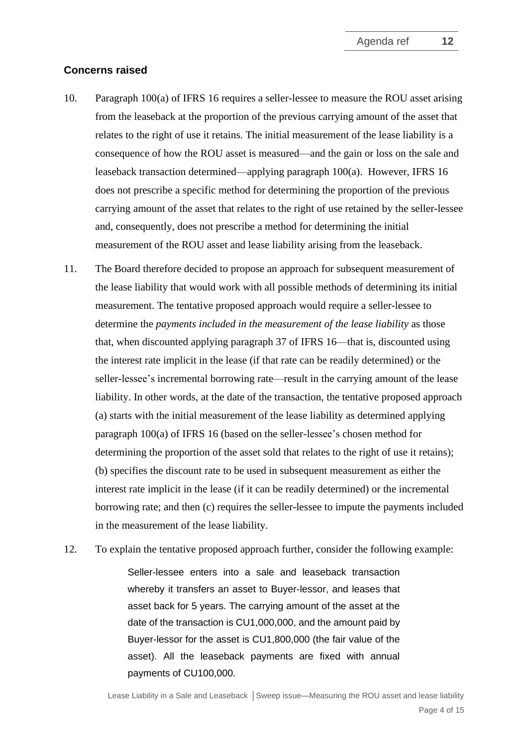## Concerns raised

10. Paragraph 100(a) of IFRS 16 requires a seller-lessee to measure the ROU asset arising from the leaseback at the proportion of the previous carrying amount of the asset that relates to the right of use it retains. The initial measurement of the lease liability is a consequence of how the ROU asset is measured—and the gain or loss on the sale and leaseback transaction determined—applying paragraph 100(a). However, IFRS 16 does not prescribe a specific method for determining the proportion of the previous carrying amount of the asset that relates to the right of use retained by the seller-lessee and, consequently, does not prescribe a method for determining the initial measurement of the ROU asset and lease liability arising from the leaseback.

11. The Board therefore decided to propose an approach for subsequent measurement of the lease liability that would work with all possible methods of determining its initial measurement. The tentative proposed approach would require a seller-lessee to determine the *payments included in the measurement of the lease liability* as those that, when discounted applying paragraph 37 of IFRS 16—that is, discounted using the interest rate implicit in the lease (if that rate can be readily determined) or the seller-lessee's incremental borrowing rate—result in the carrying amount of the lease liability. In other words, at the date of the transaction, the tentative proposed approach (a) starts with the initial measurement of the lease liability as determined applying paragraph 100(a) of IFRS 16 (based on the seller-lessee's chosen method for determining the proportion of the asset sold that relates to the right of use it retains); (b) specifies the discount rate to be used in subsequent measurement as either the interest rate implicit in the lease (if it can be readily determined) or the incremental borrowing rate; and then (c) requires the seller-lessee to impute the payments included in the measurement of the lease liability.

12. To explain the tentative proposed approach further, consider the following example:

> Seller-lessee enters into a sale and leaseback transaction whereby it transfers an asset to Buyer-lessor, and leases that asset back for 5 years. The carrying amount of the asset at the date of the transaction is CU1,000,000, and the amount paid by Buyer-lessor for the asset is CU1,800,000 (the fair value of the asset). All the leaseback payments are fixed with annual payments of CU100,000.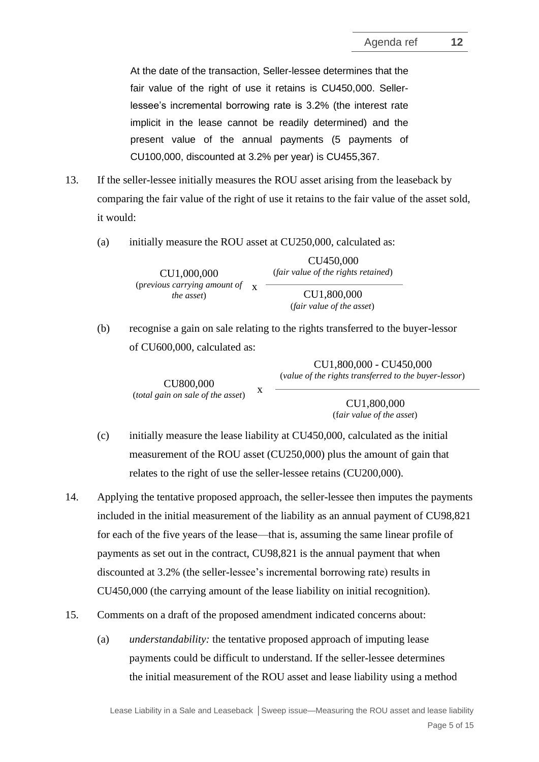> At the date of the transaction, Seller-lessee determines that the fair value of the right of use it retains is CU450,000. Seller-lessee's incremental borrowing rate is 3.2% (the interest rate implicit in the lease cannot be readily determined) and the present value of the annual payments (5 payments of CU100,000, discounted at 3.2% per year) is CU455,367.

13. If the seller-lessee initially measures the ROU asset arising from the leaseback by comparing the fair value of the right of use it retains to the fair value of the asset sold, it would:

    (a) initially measure the ROU asset at CU250,000, calculated as:

$$\underset{\textit{(previous carrying amount of the asset)}}{\text{CU1,000,000}} \times \frac{\underset{\textit{(fair value of the rights retained)}}{\text{CU450,000}}}{\underset{\textit{(fair value of the asset)}}{\text{CU1,800,000}}}$$

    (b) recognise a gain on sale relating to the rights transferred to the buyer-lessor of CU600,000, calculated as:

$$\underset{\textit{(total gain on sale of the asset)}}{\text{CU800,000}} \times \frac{\underset{\textit{(value of the rights transferred to the buyer-lessor)}}{\text{CU1,800,000 - CU450,000}}}{\underset{\textit{(fair value of the asset)}}{\text{CU1,800,000}}}$$

    (c) initially measure the lease liability at CU450,000, calculated as the initial measurement of the ROU asset (CU250,000) plus the amount of gain that relates to the right of use the seller-lessee retains (CU200,000).

14. Applying the tentative proposed approach, the seller-lessee then imputes the payments included in the initial measurement of the liability as an annual payment of CU98,821 for each of the five years of the lease—that is, assuming the same linear profile of payments as set out in the contract, CU98,821 is the annual payment that when discounted at 3.2% (the seller-lessee's incremental borrowing rate) results in CU450,000 (the carrying amount of the lease liability on initial recognition).

15. Comments on a draft of the proposed amendment indicated concerns about:

    (a) *understandability:* the tentative proposed approach of imputing lease payments could be difficult to understand. If the seller-lessee determines the initial measurement of the ROU asset and lease liability using a method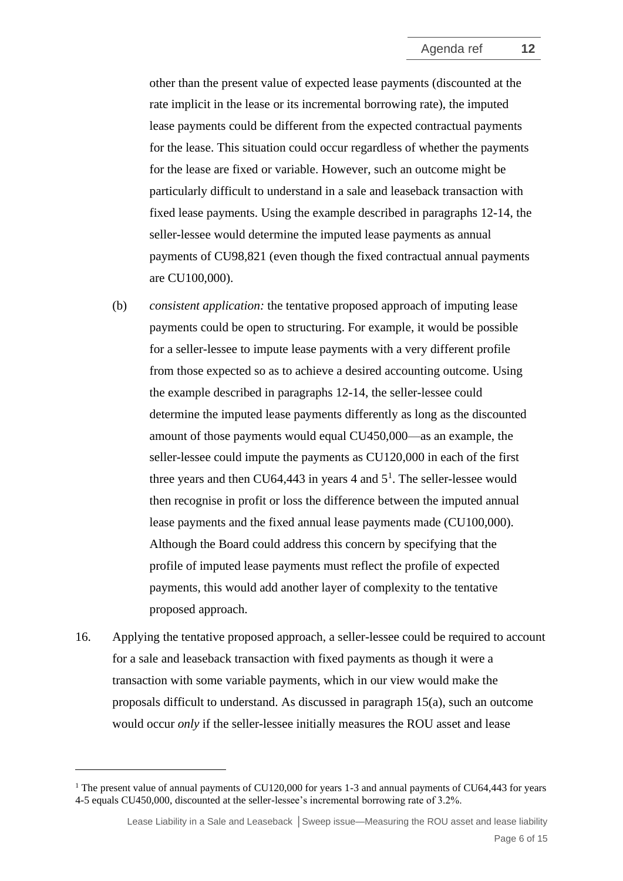other than the present value of expected lease payments (discounted at the rate implicit in the lease or its incremental borrowing rate), the imputed lease payments could be different from the expected contractual payments for the lease. This situation could occur regardless of whether the payments for the lease are fixed or variable. However, such an outcome might be particularly difficult to understand in a sale and leaseback transaction with fixed lease payments. Using the example described in paragraphs 12-14, the seller-lessee would determine the imputed lease payments as annual payments of CU98,821 (even though the fixed contractual annual payments are CU100,000).

(b) *consistent application:* the tentative proposed approach of imputing lease payments could be open to structuring. For example, it would be possible for a seller-lessee to impute lease payments with a very different profile from those expected so as to achieve a desired accounting outcome. Using the example described in paragraphs 12-14, the seller-lessee could determine the imputed lease payments differently as long as the discounted amount of those payments would equal CU450,000—as an example, the seller-lessee could impute the payments as CU120,000 in each of the first three years and then CU64,443 in years 4 and 5[1]. The seller-lessee would then recognise in profit or loss the difference between the imputed annual lease payments and the fixed annual lease payments made (CU100,000). Although the Board could address this concern by specifying that the profile of imputed lease payments must reflect the profile of expected payments, this would add another layer of complexity to the tentative proposed approach.

16. Applying the tentative proposed approach, a seller-lessee could be required to account for a sale and leaseback transaction with fixed payments as though it were a transaction with some variable payments, which in our view would make the proposals difficult to understand. As discussed in paragraph 15(a), such an outcome would occur *only* if the seller-lessee initially measures the ROU asset and lease

---

[1] The present value of annual payments of CU120,000 for years 1-3 and annual payments of CU64,443 for years 4-5 equals CU450,000, discounted at the seller-lessee's incremental borrowing rate of 3.2%.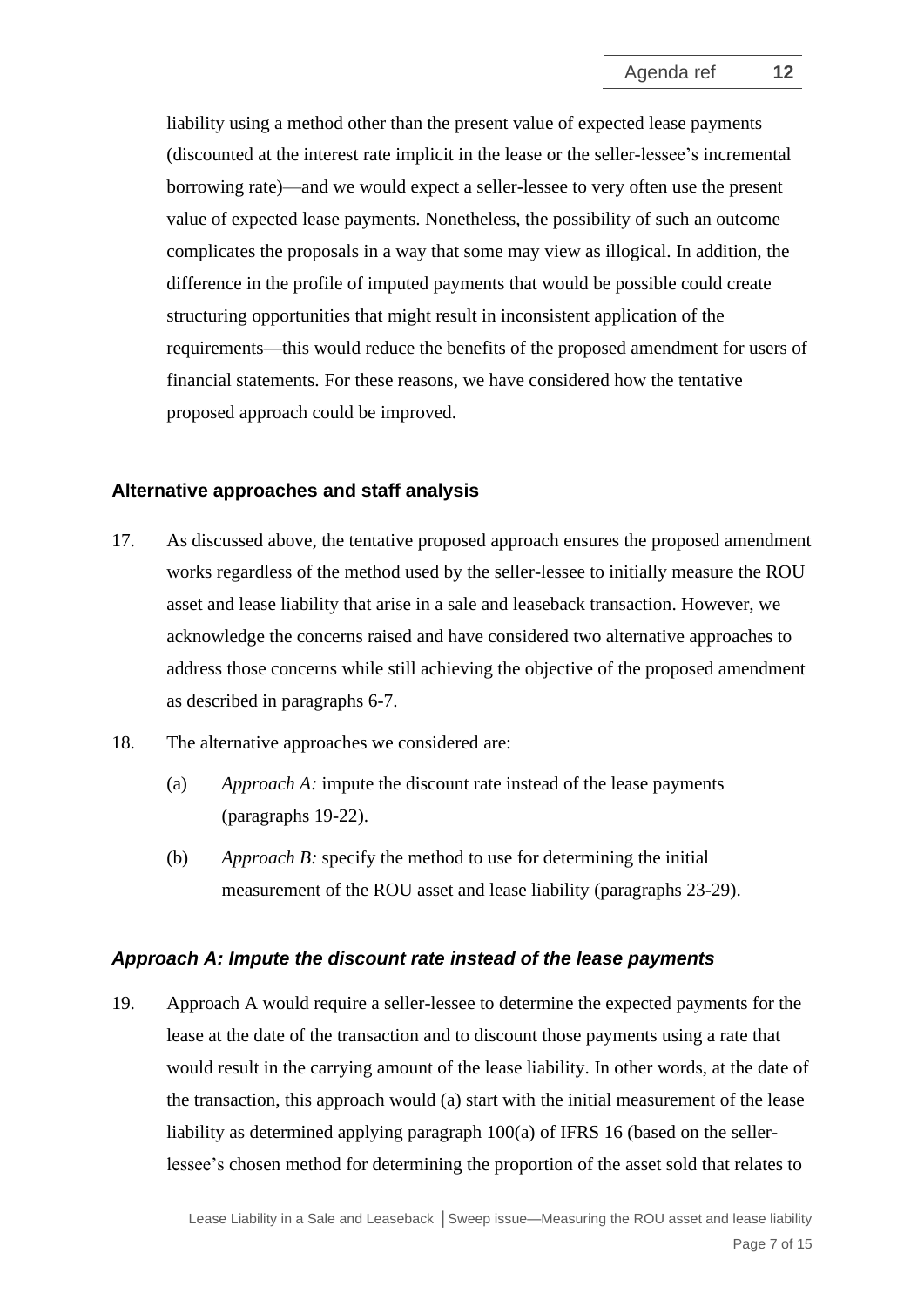liability using a method other than the present value of expected lease payments (discounted at the interest rate implicit in the lease or the seller-lessee's incremental borrowing rate)—and we would expect a seller-lessee to very often use the present value of expected lease payments. Nonetheless, the possibility of such an outcome complicates the proposals in a way that some may view as illogical. In addition, the difference in the profile of imputed payments that would be possible could create structuring opportunities that might result in inconsistent application of the requirements—this would reduce the benefits of the proposed amendment for users of financial statements. For these reasons, we have considered how the tentative proposed approach could be improved.

## Alternative approaches and staff analysis

17. As discussed above, the tentative proposed approach ensures the proposed amendment works regardless of the method used by the seller-lessee to initially measure the ROU asset and lease liability that arise in a sale and leaseback transaction. However, we acknowledge the concerns raised and have considered two alternative approaches to address those concerns while still achieving the objective of the proposed amendment as described in paragraphs 6-7.

18. The alternative approaches we considered are:

    (a) *Approach A:* impute the discount rate instead of the lease payments (paragraphs 19-22).

    (b) *Approach B:* specify the method to use for determining the initial measurement of the ROU asset and lease liability (paragraphs 23-29).

### *Approach A: Impute the discount rate instead of the lease payments*

19. Approach A would require a seller-lessee to determine the expected payments for the lease at the date of the transaction and to discount those payments using a rate that would result in the carrying amount of the lease liability. In other words, at the date of the transaction, this approach would (a) start with the initial measurement of the lease liability as determined applying paragraph 100(a) of IFRS 16 (based on the seller-lessee's chosen method for determining the proportion of the asset sold that relates to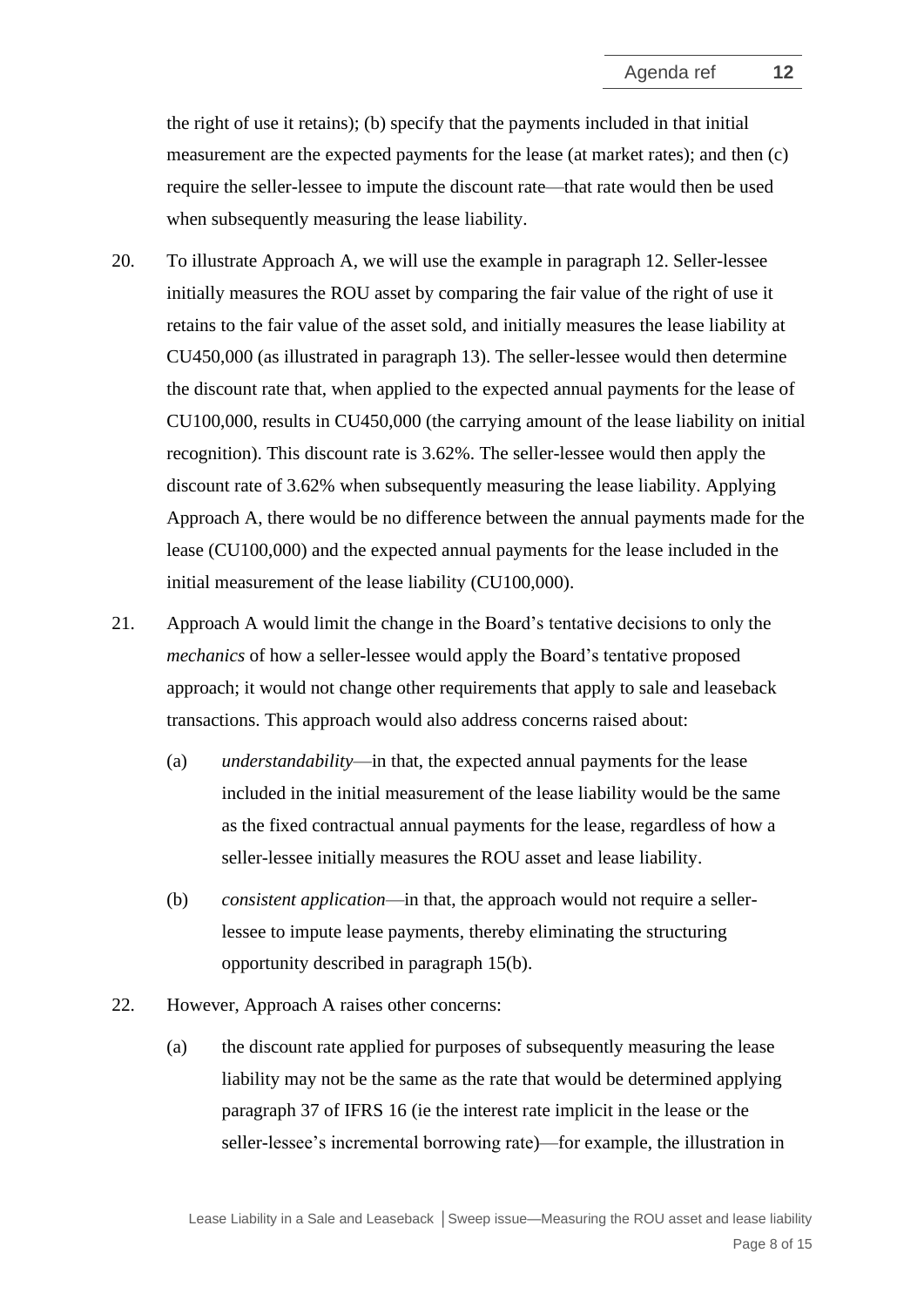the right of use it retains); (b) specify that the payments included in that initial measurement are the expected payments for the lease (at market rates); and then (c) require the seller-lessee to impute the discount rate—that rate would then be used when subsequently measuring the lease liability.

20. To illustrate Approach A, we will use the example in paragraph 12. Seller-lessee initially measures the ROU asset by comparing the fair value of the right of use it retains to the fair value of the asset sold, and initially measures the lease liability at CU450,000 (as illustrated in paragraph 13). The seller-lessee would then determine the discount rate that, when applied to the expected annual payments for the lease of CU100,000, results in CU450,000 (the carrying amount of the lease liability on initial recognition). This discount rate is 3.62%. The seller-lessee would then apply the discount rate of 3.62% when subsequently measuring the lease liability. Applying Approach A, there would be no difference between the annual payments made for the lease (CU100,000) and the expected annual payments for the lease included in the initial measurement of the lease liability (CU100,000).

21. Approach A would limit the change in the Board's tentative decisions to only the *mechanics* of how a seller-lessee would apply the Board's tentative proposed approach; it would not change other requirements that apply to sale and leaseback transactions. This approach would also address concerns raised about:

    (a) *understandability*—in that, the expected annual payments for the lease included in the initial measurement of the lease liability would be the same as the fixed contractual annual payments for the lease, regardless of how a seller-lessee initially measures the ROU asset and lease liability.

    (b) *consistent application*—in that, the approach would not require a seller-lessee to impute lease payments, thereby eliminating the structuring opportunity described in paragraph 15(b).

22. However, Approach A raises other concerns:

    (a) the discount rate applied for purposes of subsequently measuring the lease liability may not be the same as the rate that would be determined applying paragraph 37 of IFRS 16 (ie the interest rate implicit in the lease or the seller-lessee's incremental borrowing rate)—for example, the illustration in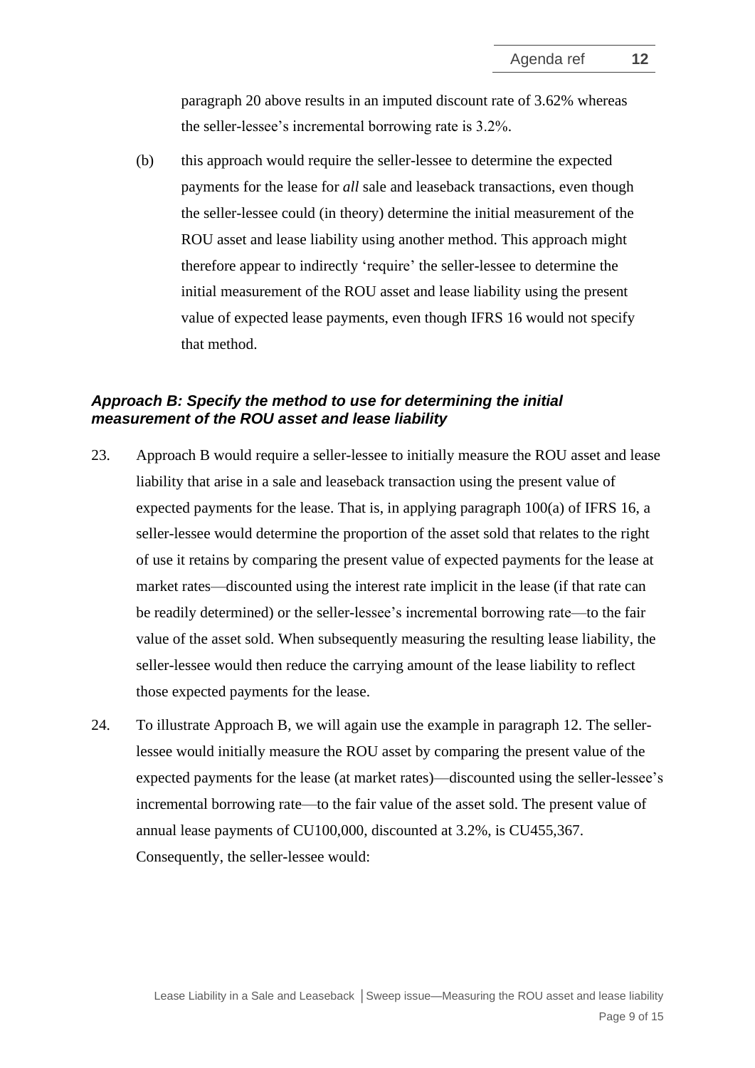paragraph 20 above results in an imputed discount rate of 3.62% whereas the seller-lessee's incremental borrowing rate is 3.2%.

(b) this approach would require the seller-lessee to determine the expected payments for the lease for *all* sale and leaseback transactions, even though the seller-lessee could (in theory) determine the initial measurement of the ROU asset and lease liability using another method. This approach might therefore appear to indirectly 'require' the seller-lessee to determine the initial measurement of the ROU asset and lease liability using the present value of expected lease payments, even though IFRS 16 would not specify that method.

### *Approach B: Specify the method to use for determining the initial measurement of the ROU asset and lease liability*

23. Approach B would require a seller-lessee to initially measure the ROU asset and lease liability that arise in a sale and leaseback transaction using the present value of expected payments for the lease. That is, in applying paragraph 100(a) of IFRS 16, a seller-lessee would determine the proportion of the asset sold that relates to the right of use it retains by comparing the present value of expected payments for the lease at market rates—discounted using the interest rate implicit in the lease (if that rate can be readily determined) or the seller-lessee's incremental borrowing rate—to the fair value of the asset sold. When subsequently measuring the resulting lease liability, the seller-lessee would then reduce the carrying amount of the lease liability to reflect those expected payments for the lease.

24. To illustrate Approach B, we will again use the example in paragraph 12. The seller-lessee would initially measure the ROU asset by comparing the present value of the expected payments for the lease (at market rates)—discounted using the seller-lessee's incremental borrowing rate—to the fair value of the asset sold. The present value of annual lease payments of CU100,000, discounted at 3.2%, is CU455,367. Consequently, the seller-lessee would: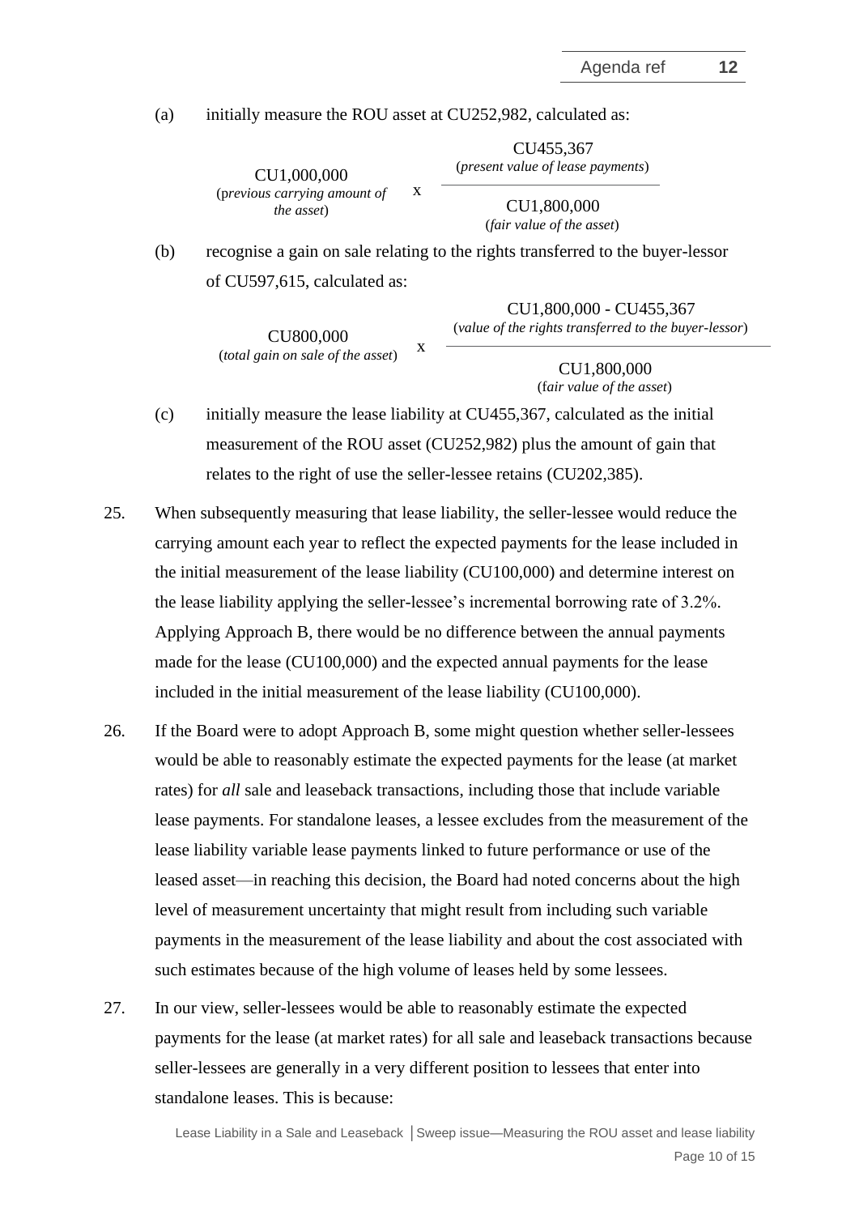(a) initially measure the ROU asset at CU252,982, calculated as:

$$\underset{\textit{(previous carrying amount of the asset)}}{\text{CU1,000,000}} \times \frac{\underset{\textit{(present value of lease payments)}}{\text{CU455,367}}}{\underset{\textit{(fair value of the asset)}}{\text{CU1,800,000}}}$$

(b) recognise a gain on sale relating to the rights transferred to the buyer-lessor of CU597,615, calculated as:

$$\underset{\textit{(total gain on sale of the asset)}}{\text{CU800,000}} \times \frac{\underset{\textit{(value of the rights transferred to the buyer-lessor)}}{\text{CU1,800,000 - CU455,367}}}{\underset{\textit{(fair value of the asset)}}{\text{CU1,800,000}}}$$

(c) initially measure the lease liability at CU455,367, calculated as the initial measurement of the ROU asset (CU252,982) plus the amount of gain that relates to the right of use the seller-lessee retains (CU202,385).

25. When subsequently measuring that lease liability, the seller-lessee would reduce the carrying amount each year to reflect the expected payments for the lease included in the initial measurement of the lease liability (CU100,000) and determine interest on the lease liability applying the seller-lessee's incremental borrowing rate of 3.2%. Applying Approach B, there would be no difference between the annual payments made for the lease (CU100,000) and the expected annual payments for the lease included in the initial measurement of the lease liability (CU100,000).

26. If the Board were to adopt Approach B, some might question whether seller-lessees would be able to reasonably estimate the expected payments for the lease (at market rates) for *all* sale and leaseback transactions, including those that include variable lease payments. For standalone leases, a lessee excludes from the measurement of the lease liability variable lease payments linked to future performance or use of the leased asset—in reaching this decision, the Board had noted concerns about the high level of measurement uncertainty that might result from including such variable payments in the measurement of the lease liability and about the cost associated with such estimates because of the high volume of leases held by some lessees.

27. In our view, seller-lessees would be able to reasonably estimate the expected payments for the lease (at market rates) for all sale and leaseback transactions because seller-lessees are generally in a very different position to lessees that enter into standalone leases. This is because: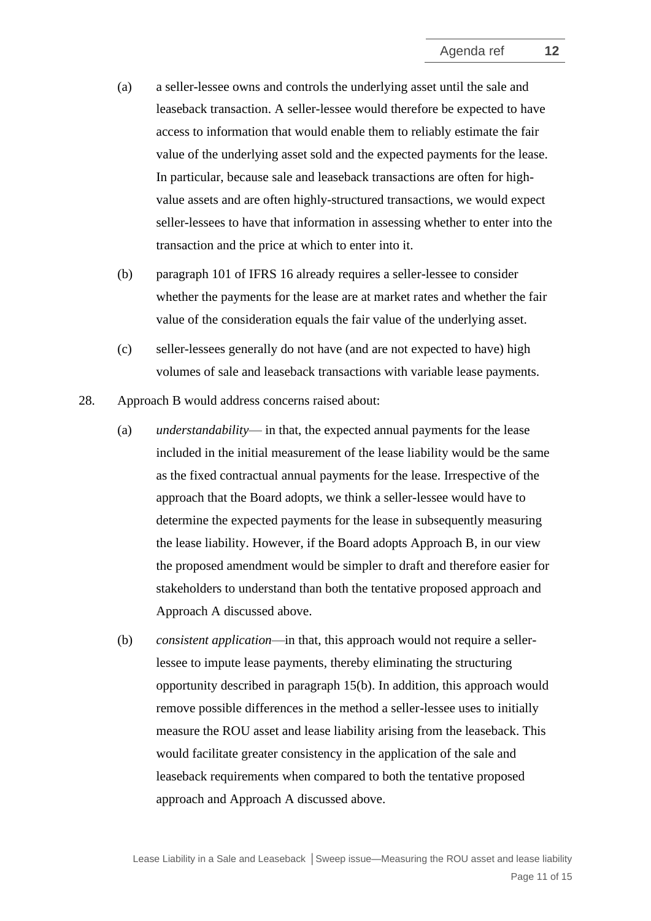(a) a seller-lessee owns and controls the underlying asset until the sale and leaseback transaction. A seller-lessee would therefore be expected to have access to information that would enable them to reliably estimate the fair value of the underlying asset sold and the expected payments for the lease. In particular, because sale and leaseback transactions are often for high-value assets and are often highly-structured transactions, we would expect seller-lessees to have that information in assessing whether to enter into the transaction and the price at which to enter into it.

(b) paragraph 101 of IFRS 16 already requires a seller-lessee to consider whether the payments for the lease are at market rates and whether the fair value of the consideration equals the fair value of the underlying asset.

(c) seller-lessees generally do not have (and are not expected to have) high volumes of sale and leaseback transactions with variable lease payments.

28. Approach B would address concerns raised about:

(a) *understandability*— in that, the expected annual payments for the lease included in the initial measurement of the lease liability would be the same as the fixed contractual annual payments for the lease. Irrespective of the approach that the Board adopts, we think a seller-lessee would have to determine the expected payments for the lease in subsequently measuring the lease liability. However, if the Board adopts Approach B, in our view the proposed amendment would be simpler to draft and therefore easier for stakeholders to understand than both the tentative proposed approach and Approach A discussed above.

(b) *consistent application*—in that, this approach would not require a seller-lessee to impute lease payments, thereby eliminating the structuring opportunity described in paragraph 15(b). In addition, this approach would remove possible differences in the method a seller-lessee uses to initially measure the ROU asset and lease liability arising from the leaseback. This would facilitate greater consistency in the application of the sale and leaseback requirements when compared to both the tentative proposed approach and Approach A discussed above.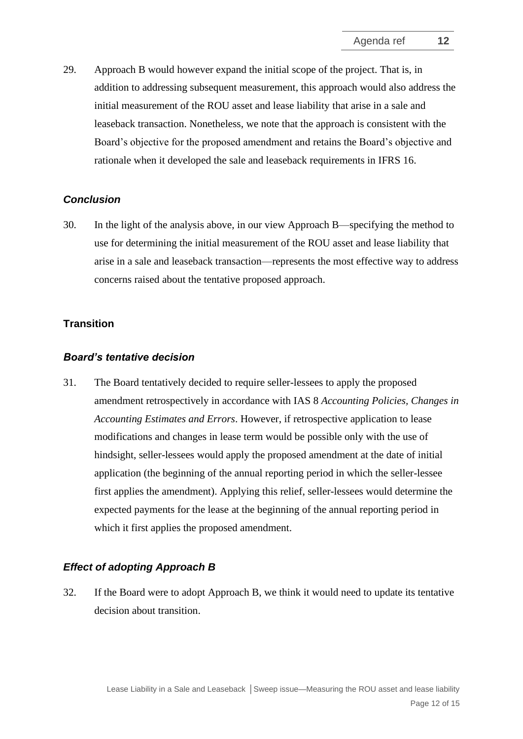29. Approach B would however expand the initial scope of the project. That is, in addition to addressing subsequent measurement, this approach would also address the initial measurement of the ROU asset and lease liability that arise in a sale and leaseback transaction. Nonetheless, we note that the approach is consistent with the Board's objective for the proposed amendment and retains the Board's objective and rationale when it developed the sale and leaseback requirements in IFRS 16.

### *Conclusion*

30. In the light of the analysis above, in our view Approach B—specifying the method to use for determining the initial measurement of the ROU asset and lease liability that arise in a sale and leaseback transaction—represents the most effective way to address concerns raised about the tentative proposed approach.

## Transition

### *Board's tentative decision*

31. The Board tentatively decided to require seller-lessees to apply the proposed amendment retrospectively in accordance with IAS 8 *Accounting Policies, Changes in Accounting Estimates and Errors*. However, if retrospective application to lease modifications and changes in lease term would be possible only with the use of hindsight, seller-lessees would apply the proposed amendment at the date of initial application (the beginning of the annual reporting period in which the seller-lessee first applies the amendment). Applying this relief, seller-lessees would determine the expected payments for the lease at the beginning of the annual reporting period in which it first applies the proposed amendment.

### *Effect of adopting Approach B*

32. If the Board were to adopt Approach B, we think it would need to update its tentative decision about transition.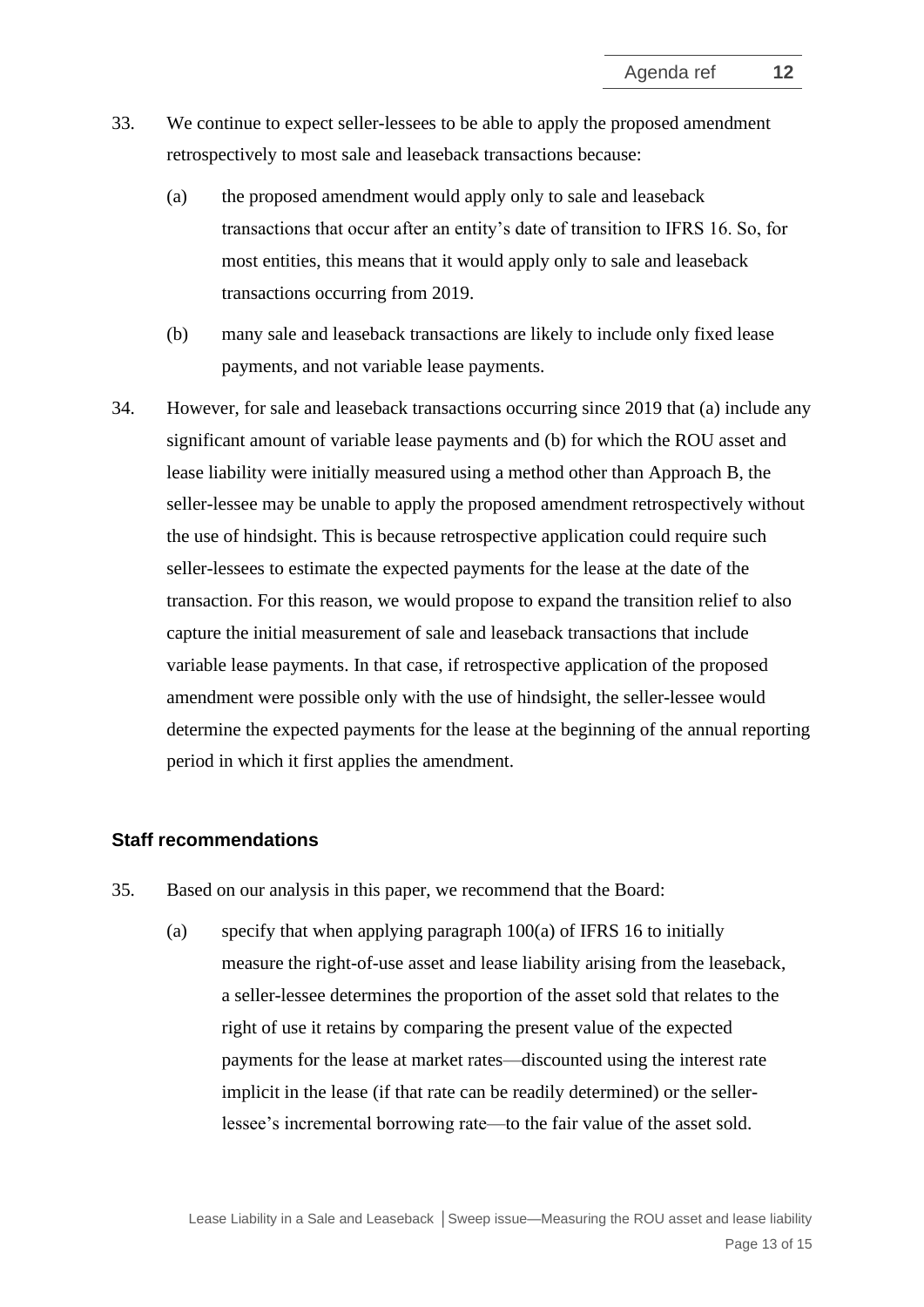33. We continue to expect seller-lessees to be able to apply the proposed amendment retrospectively to most sale and leaseback transactions because:

    (a) the proposed amendment would apply only to sale and leaseback transactions that occur after an entity's date of transition to IFRS 16. So, for most entities, this means that it would apply only to sale and leaseback transactions occurring from 2019.

    (b) many sale and leaseback transactions are likely to include only fixed lease payments, and not variable lease payments.

34. However, for sale and leaseback transactions occurring since 2019 that (a) include any significant amount of variable lease payments and (b) for which the ROU asset and lease liability were initially measured using a method other than Approach B, the seller-lessee may be unable to apply the proposed amendment retrospectively without the use of hindsight. This is because retrospective application could require such seller-lessees to estimate the expected payments for the lease at the date of the transaction. For this reason, we would propose to expand the transition relief to also capture the initial measurement of sale and leaseback transactions that include variable lease payments. In that case, if retrospective application of the proposed amendment were possible only with the use of hindsight, the seller-lessee would determine the expected payments for the lease at the beginning of the annual reporting period in which it first applies the amendment.

## Staff recommendations

35. Based on our analysis in this paper, we recommend that the Board:

    (a) specify that when applying paragraph 100(a) of IFRS 16 to initially measure the right-of-use asset and lease liability arising from the leaseback, a seller-lessee determines the proportion of the asset sold that relates to the right of use it retains by comparing the present value of the expected payments for the lease at market rates—discounted using the interest rate implicit in the lease (if that rate can be readily determined) or the seller-lessee's incremental borrowing rate—to the fair value of the asset sold.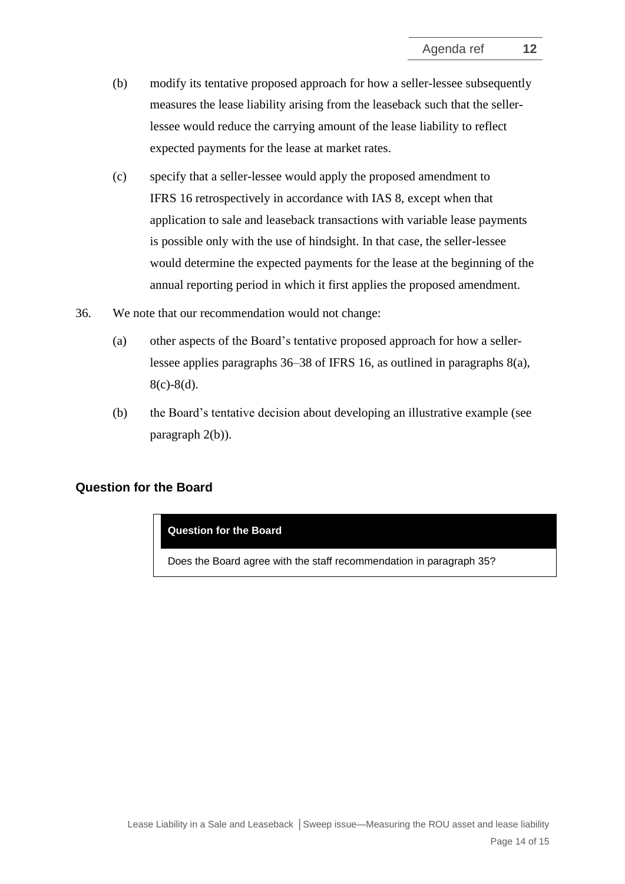(b) modify its tentative proposed approach for how a seller-lessee subsequently measures the lease liability arising from the leaseback such that the seller-lessee would reduce the carrying amount of the lease liability to reflect expected payments for the lease at market rates.

(c) specify that a seller-lessee would apply the proposed amendment to IFRS 16 retrospectively in accordance with IAS 8, except when that application to sale and leaseback transactions with variable lease payments is possible only with the use of hindsight. In that case, the seller-lessee would determine the expected payments for the lease at the beginning of the annual reporting period in which it first applies the proposed amendment.

36. We note that our recommendation would not change:

(a) other aspects of the Board's tentative proposed approach for how a seller-lessee applies paragraphs 36–38 of IFRS 16, as outlined in paragraphs 8(a), 8(c)-8(d).

(b) the Board's tentative decision about developing an illustrative example (see paragraph 2(b)).

## Question for the Board

| **Question for the Board** |
| --- |
| Does the Board agree with the staff recommendation in paragraph 35? |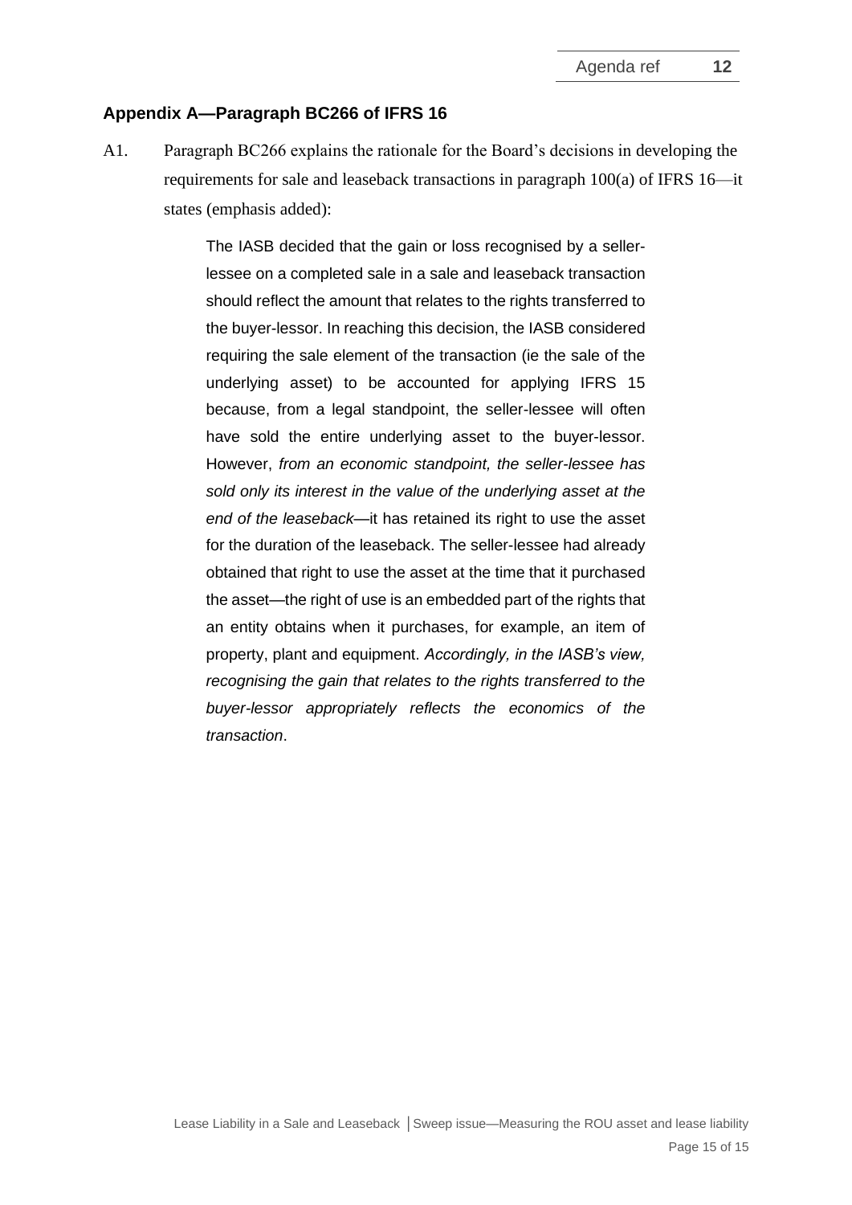## Appendix A—Paragraph BC266 of IFRS 16

A1. Paragraph BC266 explains the rationale for the Board's decisions in developing the requirements for sale and leaseback transactions in paragraph 100(a) of IFRS 16—it states (emphasis added):

> The IASB decided that the gain or loss recognised by a seller-lessee on a completed sale in a sale and leaseback transaction should reflect the amount that relates to the rights transferred to the buyer-lessor. In reaching this decision, the IASB considered requiring the sale element of the transaction (ie the sale of the underlying asset) to be accounted for applying IFRS 15 because, from a legal standpoint, the seller-lessee will often have sold the entire underlying asset to the buyer-lessor. However, *from an economic standpoint, the seller-lessee has sold only its interest in the value of the underlying asset at the end of the leaseback*—it has retained its right to use the asset for the duration of the leaseback. The seller-lessee had already obtained that right to use the asset at the time that it purchased the asset—the right of use is an embedded part of the rights that an entity obtains when it purchases, for example, an item of property, plant and equipment. *Accordingly, in the IASB's view, recognising the gain that relates to the rights transferred to the buyer-lessor appropriately reflects the economics of the transaction*.